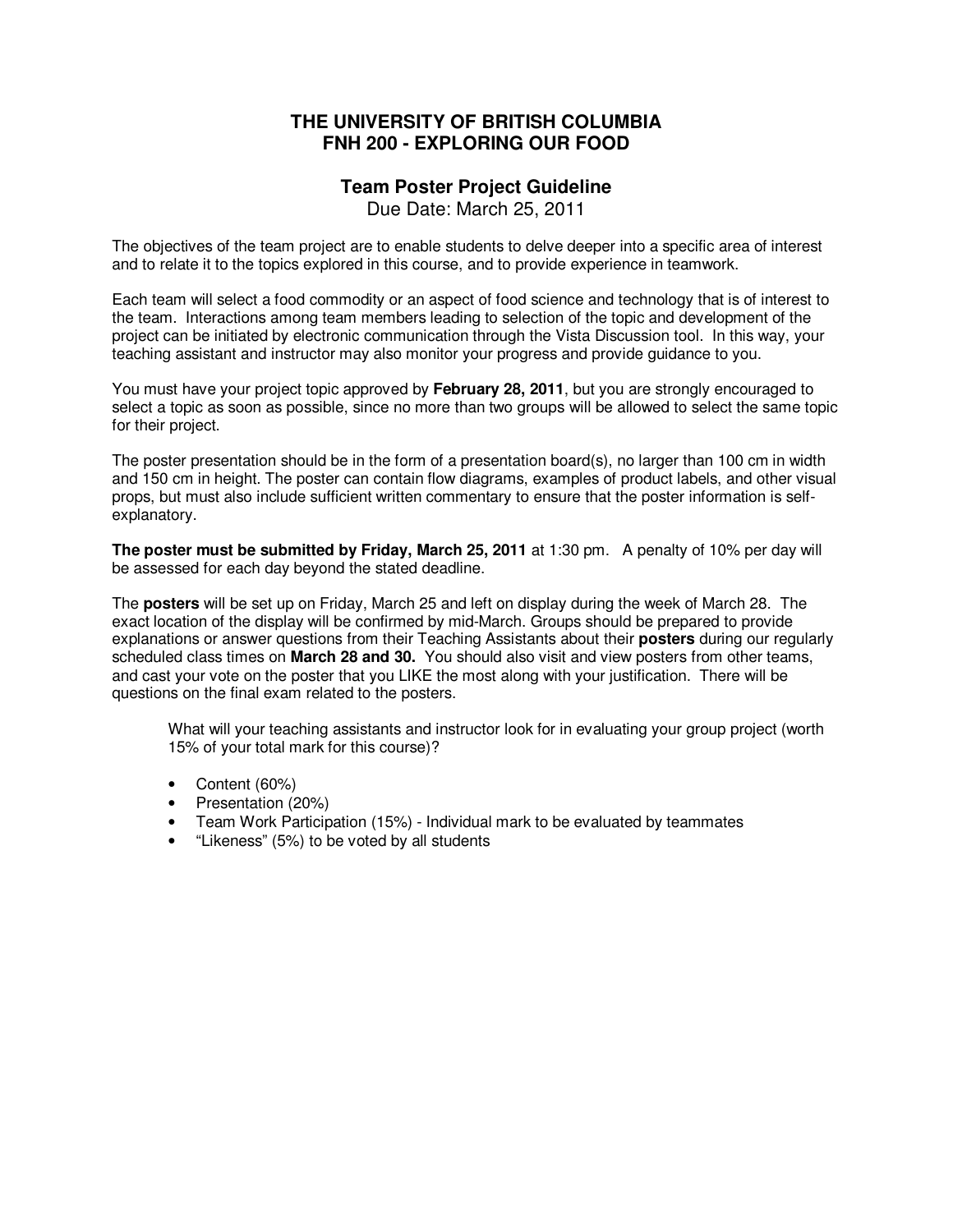# THE UNIVERSITY OF BRITISH COLUMBIA
# FNH 200 - EXPLORING OUR FOOD

## Team Poster Project Guideline

Due Date: March 25, 2011

The objectives of the team project are to enable students to delve deeper into a specific area of interest and to relate it to the topics explored in this course, and to provide experience in teamwork.

Each team will select a food commodity or an aspect of food science and technology that is of interest to the team. Interactions among team members leading to selection of the topic and development of the project can be initiated by electronic communication through the Vista Discussion tool. In this way, your teaching assistant and instructor may also monitor your progress and provide guidance to you.

You must have your project topic approved by **February 28, 2011**, but you are strongly encouraged to select a topic as soon as possible, since no more than two groups will be allowed to select the same topic for their project.

The poster presentation should be in the form of a presentation board(s), no larger than 100 cm in width and 150 cm in height. The poster can contain flow diagrams, examples of product labels, and other visual props, but must also include sufficient written commentary to ensure that the poster information is self-explanatory.

**The poster must be submitted by Friday, March 25, 2011** at 1:30 pm. A penalty of 10% per day will be assessed for each day beyond the stated deadline.

The **posters** will be set up on Friday, March 25 and left on display during the week of March 28. The exact location of the display will be confirmed by mid-March. Groups should be prepared to provide explanations or answer questions from their Teaching Assistants about their **posters** during our regularly scheduled class times on **March 28 and 30.** You should also visit and view posters from other teams, and cast your vote on the poster that you LIKE the most along with your justification. There will be questions on the final exam related to the posters.

What will your teaching assistants and instructor look for in evaluating your group project (worth 15% of your total mark for this course)?

- Content (60%)
- Presentation (20%)
- Team Work Participation (15%) - Individual mark to be evaluated by teammates
- "Likeness" (5%) to be voted by all students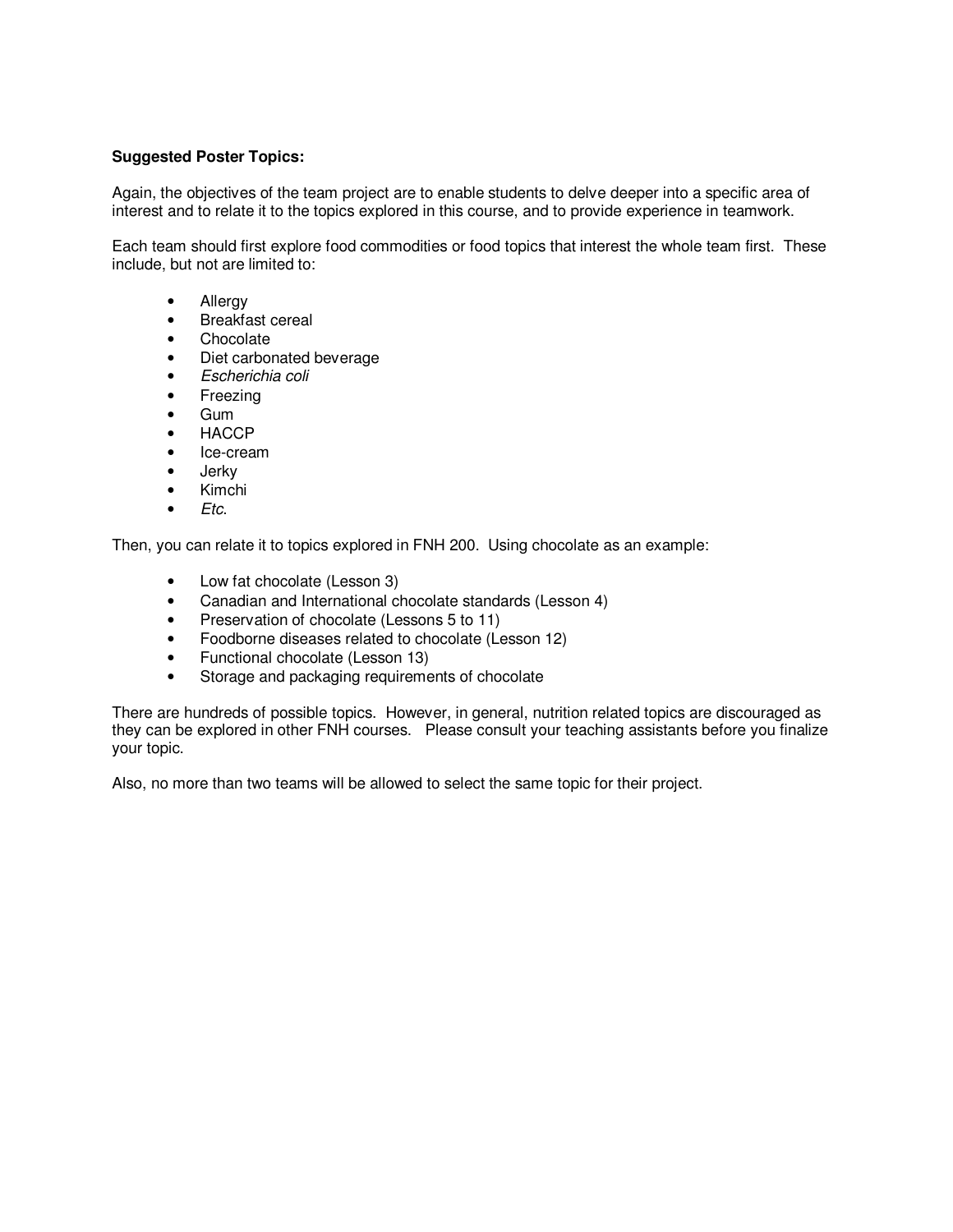**Suggested Poster Topics:**

Again, the objectives of the team project are to enable students to delve deeper into a specific area of interest and to relate it to the topics explored in this course, and to provide experience in teamwork.

Each team should first explore food commodities or food topics that interest the whole team first. These include, but not are limited to:

- Allergy
- Breakfast cereal
- Chocolate
- Diet carbonated beverage
- *Escherichia coli*
- Freezing
- Gum
- HACCP
- Ice-cream
- Jerky
- Kimchi
- *Etc.*

Then, you can relate it to topics explored in FNH 200. Using chocolate as an example:

- Low fat chocolate (Lesson 3)
- Canadian and International chocolate standards (Lesson 4)
- Preservation of chocolate (Lessons 5 to 11)
- Foodborne diseases related to chocolate (Lesson 12)
- Functional chocolate (Lesson 13)
- Storage and packaging requirements of chocolate

There are hundreds of possible topics. However, in general, nutrition related topics are discouraged as they can be explored in other FNH courses. Please consult your teaching assistants before you finalize your topic.

Also, no more than two teams will be allowed to select the same topic for their project.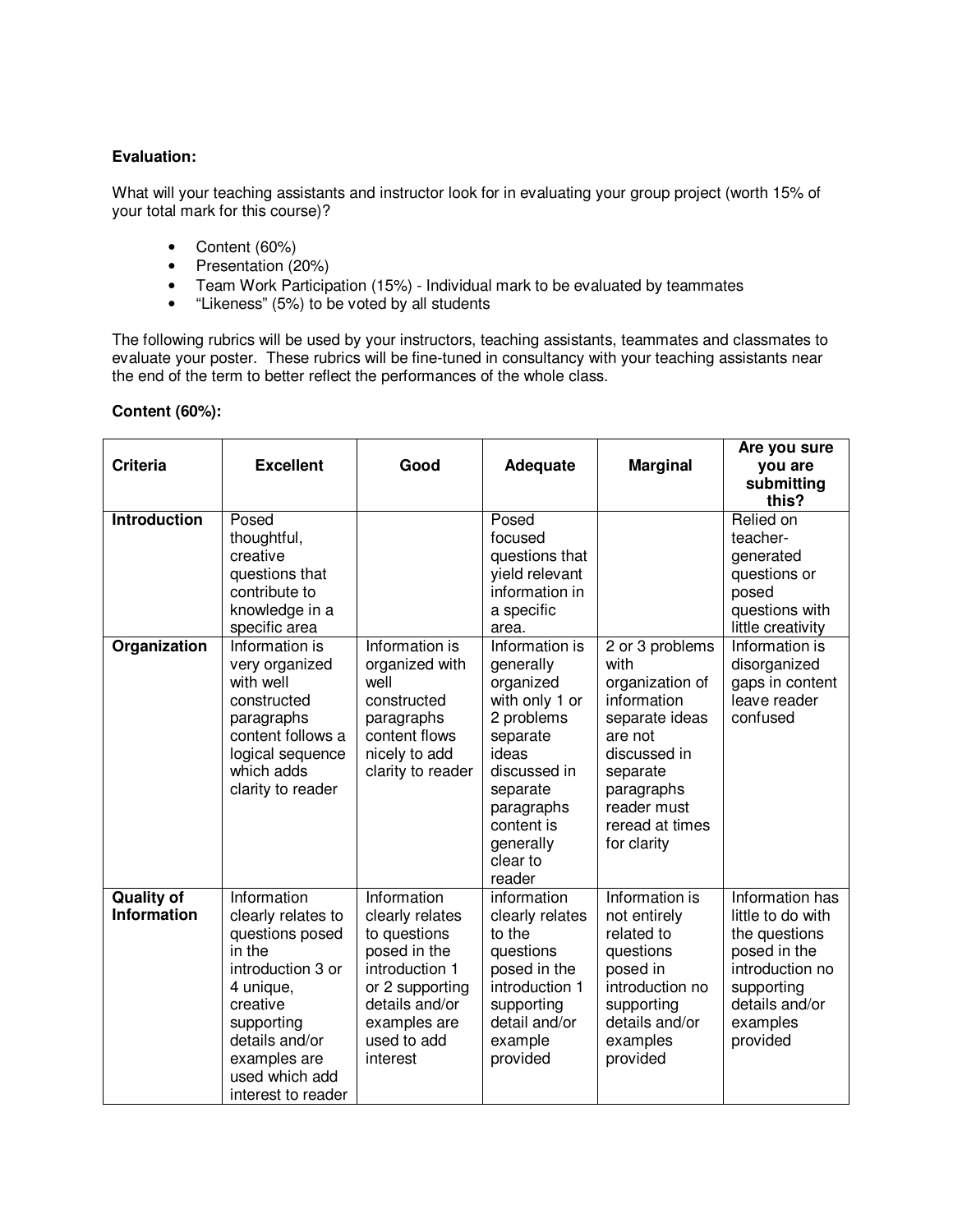**Evaluation:**

What will your teaching assistants and instructor look for in evaluating your group project (worth 15% of your total mark for this course)?

- Content (60%)
- Presentation (20%)
- Team Work Participation (15%) - Individual mark to be evaluated by teammates
- "Likeness" (5%) to be voted by all students

The following rubrics will be used by your instructors, teaching assistants, teammates and classmates to evaluate your poster. These rubrics will be fine-tuned in consultancy with your teaching assistants near the end of the term to better reflect the performances of the whole class.

**Content (60%):**

| Criteria | Excellent | Good | Adequate | Marginal | Are you sure you are submitting this? |
|---|---|---|---|---|---|
| **Introduction** | Posed thoughtful, creative questions that contribute to knowledge in a specific area | | Posed focused questions that yield relevant information in a specific area. | | Relied on teacher-generated questions or posed questions with little creativity |
| **Organization** | Information is very organized with well constructed paragraphs content follows a logical sequence which adds clarity to reader | Information is organized with well constructed paragraphs content flows nicely to add clarity to reader | Information is generally organized with only 1 or 2 problems separate ideas discussed in separate paragraphs content is generally clear to reader | 2 or 3 problems with organization of information separate ideas are not discussed in separate paragraphs reader must reread at times for clarity | Information is disorganized gaps in content leave reader confused |
| **Quality of Information** | Information clearly relates to questions posed in the introduction 3 or 4 unique, creative supporting details and/or examples are used which add interest to reader | Information clearly relates to questions posed in the introduction 1 or 2 supporting details and/or examples are used to add interest | information clearly relates to the questions posed in the introduction 1 supporting detail and/or example provided | Information is not entirely related to questions posed in introduction no supporting details and/or examples provided | Information has little to do with the questions posed in the introduction no supporting details and/or examples provided |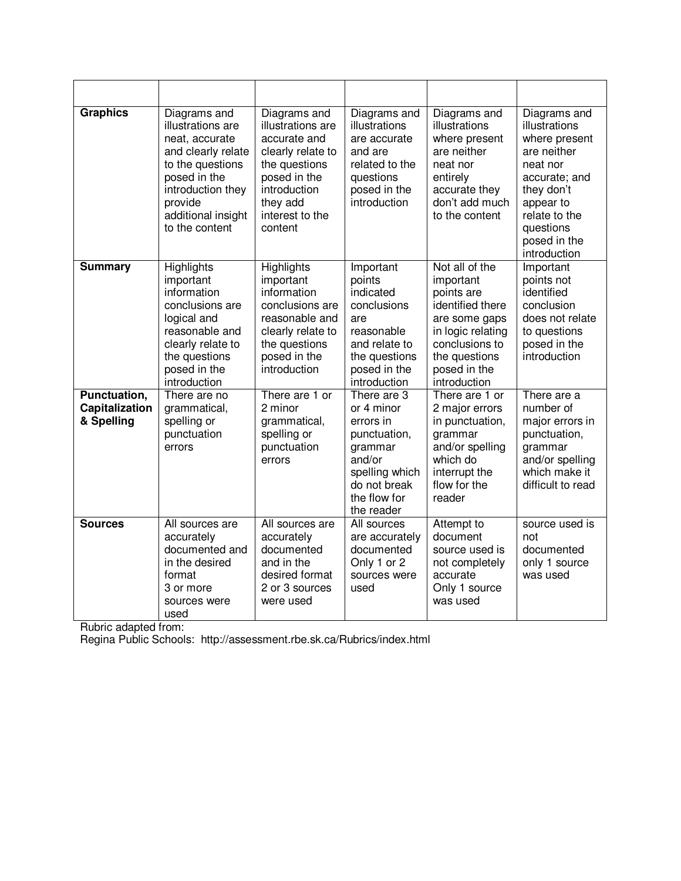| | | | | | |
|---|---|---|---|---|---|
| **Graphics** | Diagrams and illustrations are neat, accurate and clearly relate to the questions posed in the introduction they provide additional insight to the content | Diagrams and illustrations are accurate and clearly relate to the questions posed in the introduction they add interest to the content | Diagrams and illustrations are accurate and are related to the questions posed in the introduction | Diagrams and illustrations where present are neither neat nor entirely accurate they don't add much to the content | Diagrams and illustrations where present are neither neat nor accurate; and they don't appear to relate to the questions posed in the introduction |
| **Summary** | Highlights important information conclusions are logical and reasonable and clearly relate to the questions posed in the introduction | Highlights important information conclusions are reasonable and clearly relate to the questions posed in the introduction | Important points indicated conclusions are reasonable and relate to the questions posed in the introduction | Not all of the important points are identified there are some gaps in logic relating conclusions to the questions posed in the introduction | Important points not identified conclusion does not relate to questions posed in the introduction |
| **Punctuation, Capitalization & Spelling** | There are no grammatical, spelling or punctuation errors | There are 1 or 2 minor grammatical, spelling or punctuation errors | There are 3 or 4 minor errors in punctuation, grammar and/or spelling which do not break the flow for the reader | There are 1 or 2 major errors in punctuation, grammar and/or spelling which do interrupt the flow for the reader | There are a number of major errors in punctuation, grammar and/or spelling which make it difficult to read |
| **Sources** | All sources are accurately documented and in the desired format 3 or more sources were used | All sources are accurately documented and in the desired format 2 or 3 sources were used | All sources are accurately documented Only 1 or 2 sources were used | Attempt to document source used is not completely accurate Only 1 source was used | source used is not documented only 1 source was used |

Rubric adapted from:
Regina Public Schools: http://assessment.rbe.sk.ca/Rubrics/index.html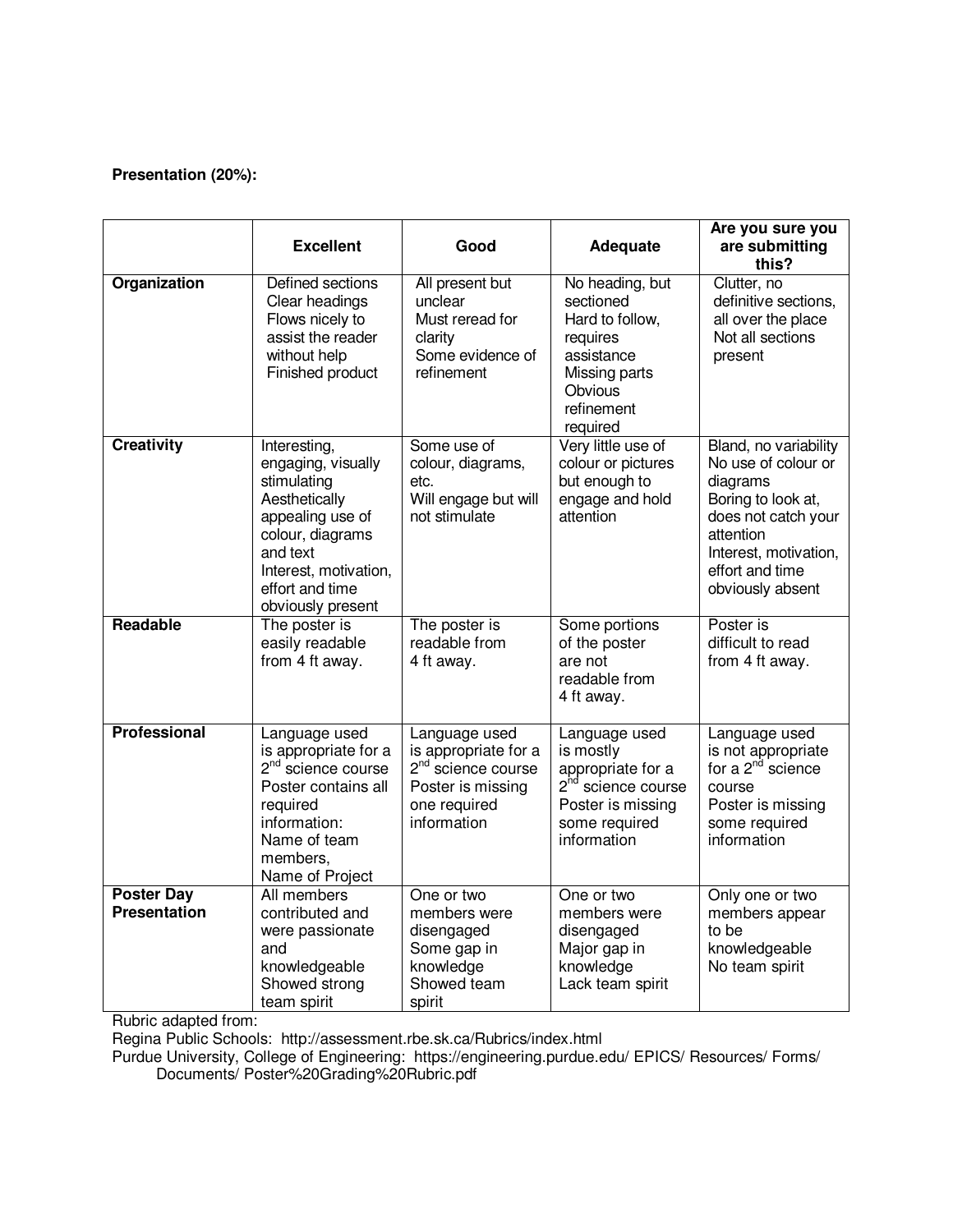**Presentation (20%):**

| | Excellent | Good | Adequate | Are you sure you are submitting this? |
|---|---|---|---|---|
| **Organization** | Defined sections<br>Clear headings<br>Flows nicely to assist the reader without help<br>Finished product | All present but unclear<br>Must reread for clarity<br>Some evidence of refinement | No heading, but sectioned<br>Hard to follow, requires assistance<br>Missing parts<br>Obvious refinement required | Clutter, no definitive sections, all over the place<br>Not all sections present |
| **Creativity** | Interesting, engaging, visually stimulating<br>Aesthetically appealing use of colour, diagrams and text<br>Interest, motivation, effort and time obviously present | Some use of colour, diagrams, etc.<br>Will engage but will not stimulate | Very little use of colour or pictures but enough to engage and hold attention | Bland, no variability<br>No use of colour or diagrams<br>Boring to look at, does not catch your attention<br>Interest, motivation, effort and time obviously absent |
| **Readable** | The poster is easily readable from 4 ft away. | The poster is readable from 4 ft away. | Some portions of the poster are not readable from 4 ft away. | Poster is difficult to read from 4 ft away. |
| **Professional** | Language used is appropriate for a 2nd science course<br>Poster contains all required information:<br>Name of team members,<br>Name of Project | Language used is appropriate for a 2nd science course<br>Poster is missing one required information | Language used is mostly appropriate for a 2nd science course<br>Poster is missing some required information | Language used is not appropriate for a 2nd science course<br>Poster is missing some required information |
| **Poster Day Presentation** | All members contributed and were passionate and knowledgeable<br>Showed strong team spirit | One or two members were disengaged<br>Some gap in knowledge<br>Showed team spirit | One or two members were disengaged<br>Major gap in knowledge<br>Lack team spirit | Only one or two members appear to be knowledgeable<br>No team spirit |

Rubric adapted from:
Regina Public Schools: http://assessment.rbe.sk.ca/Rubrics/index.html
Purdue University, College of Engineering: https://engineering.purdue.edu/ EPICS/ Resources/ Forms/ Documents/ Poster%20Grading%20Rubric.pdf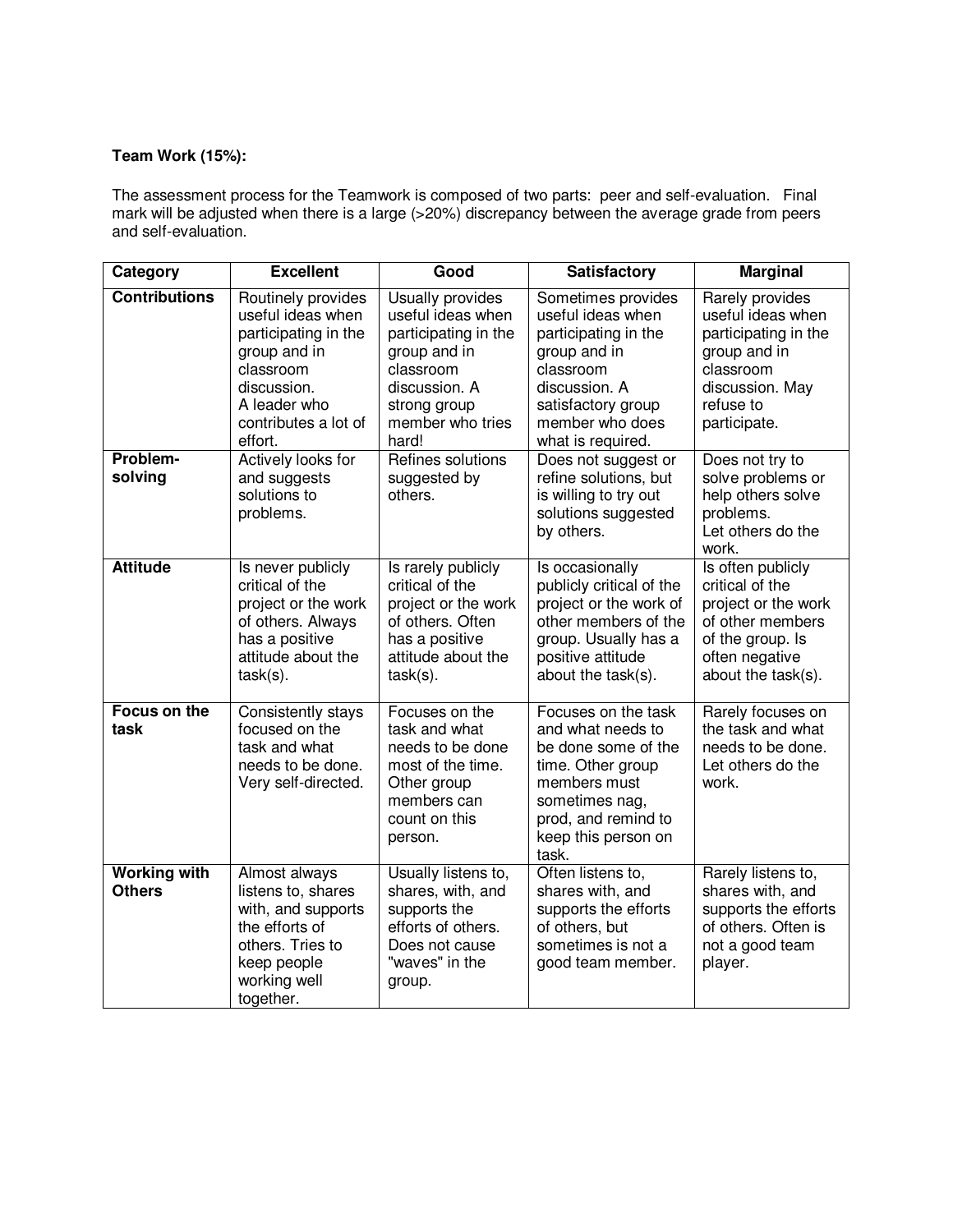**Team Work (15%):**

The assessment process for the Teamwork is composed of two parts: peer and self-evaluation. Final mark will be adjusted when there is a large (>20%) discrepancy between the average grade from peers and self-evaluation.

| Category | Excellent | Good | Satisfactory | Marginal |
|---|---|---|---|---|
| **Contributions** | Routinely provides useful ideas when participating in the group and in classroom discussion. A leader who contributes a lot of effort. | Usually provides useful ideas when participating in the group and in classroom discussion. A strong group member who tries hard! | Sometimes provides useful ideas when participating in the group and in classroom discussion. A satisfactory group member who does what is required. | Rarely provides useful ideas when participating in the group and in classroom discussion. May refuse to participate. |
| **Problem-solving** | Actively looks for and suggests solutions to problems. | Refines solutions suggested by others. | Does not suggest or refine solutions, but is willing to try out solutions suggested by others. | Does not try to solve problems or help others solve problems. Let others do the work. |
| **Attitude** | Is never publicly critical of the project or the work of others. Always has a positive attitude about the task(s). | Is rarely publicly critical of the project or the work of others. Often has a positive attitude about the task(s). | Is occasionally publicly critical of the project or the work of other members of the group. Usually has a positive attitude about the task(s). | Is often publicly critical of the project or the work of other members of the group. Is often negative about the task(s). |
| **Focus on the task** | Consistently stays focused on the task and what needs to be done. Very self-directed. | Focuses on the task and what needs to be done most of the time. Other group members can count on this person. | Focuses on the task and what needs to be done some of the time. Other group members must sometimes nag, prod, and remind to keep this person on task. | Rarely focuses on the task and what needs to be done. Let others do the work. |
| **Working with Others** | Almost always listens to, shares with, and supports the efforts of others. Tries to keep people working well together. | Usually listens to, shares, with, and supports the efforts of others. Does not cause "waves" in the group. | Often listens to, shares with, and supports the efforts of others, but sometimes is not a good team member. | Rarely listens to, shares with, and supports the efforts of others. Often is not a good team player. |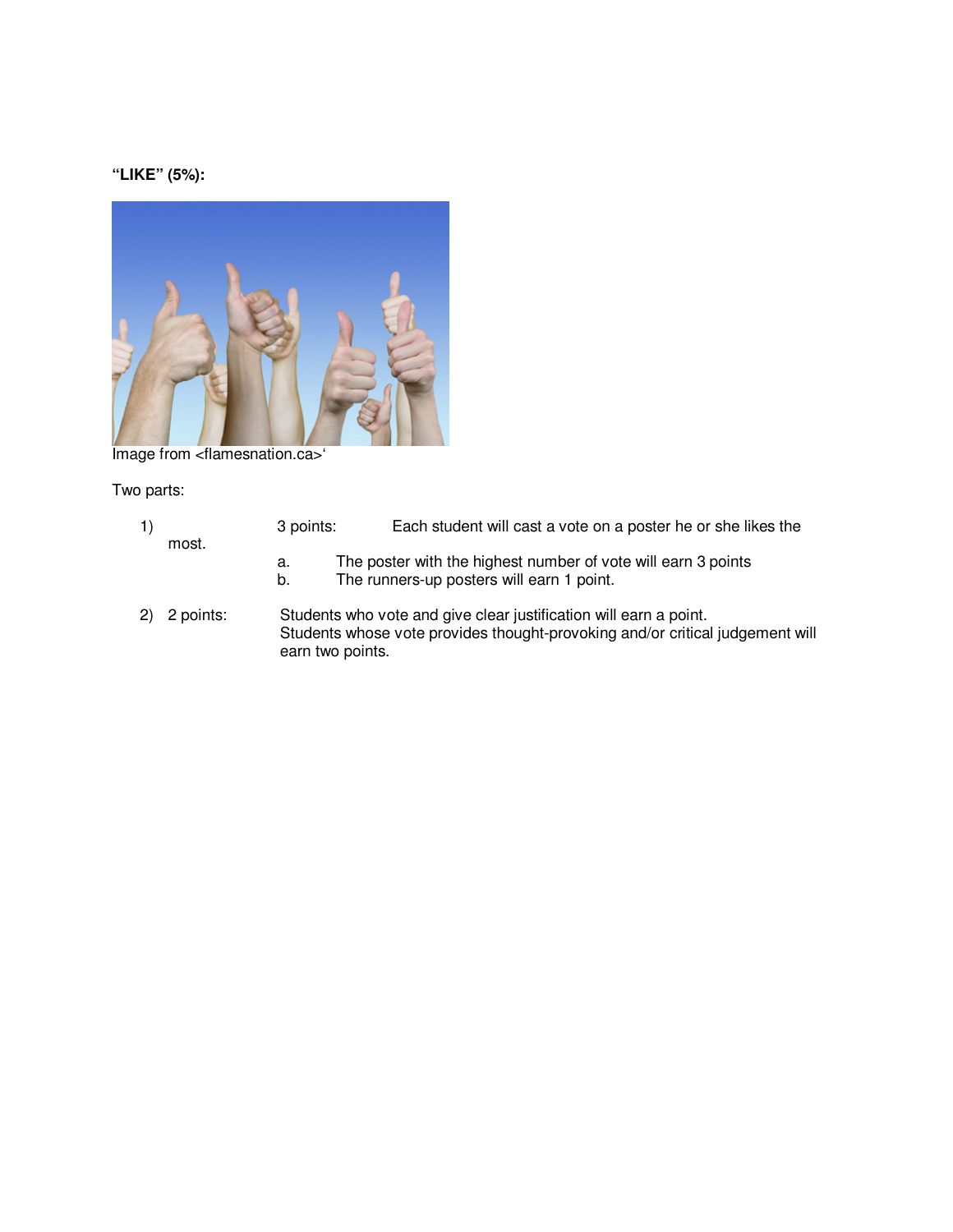**"LIKE" (5%):**

Image from <flamesnation.ca>'

Two parts:

1) 3 points: Each student will cast a vote on a poster he or she likes the most.
   a. The poster with the highest number of vote will earn 3 points
   b. The runners-up posters will earn 1 point.

2) 2 points: Students who vote and give clear justification will earn a point.
   Students whose vote provides thought-provoking and/or critical judgement will earn two points.